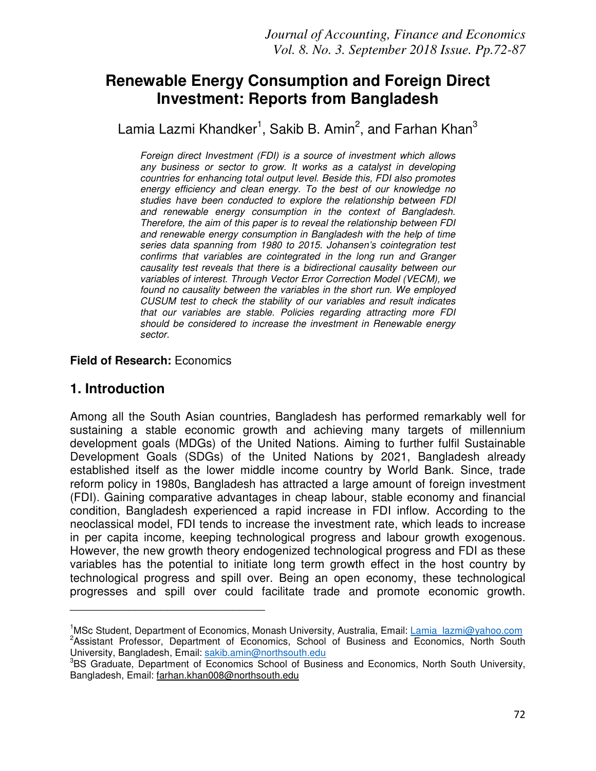# Renewable Energy Consumption and Foreign Direct Investment: Reports from Bangladesh

Lamia Lazmi Khandker[1], Sakib B. Amin[2], and Farhan Khan[3]

*Foreign direct Investment (FDI) is a source of investment which allows any business or sector to grow. It works as a catalyst in developing countries for enhancing total output level. Beside this, FDI also promotes energy efficiency and clean energy. To the best of our knowledge no studies have been conducted to explore the relationship between FDI and renewable energy consumption in the context of Bangladesh. Therefore, the aim of this paper is to reveal the relationship between FDI and renewable energy consumption in Bangladesh with the help of time series data spanning from 1980 to 2015. Johansen's cointegration test confirms that variables are cointegrated in the long run and Granger causality test reveals that there is a bidirectional causality between our variables of interest. Through Vector Error Correction Model (VECM), we found no causality between the variables in the short run. We employed CUSUM test to check the stability of our variables and result indicates that our variables are stable. Policies regarding attracting more FDI should be considered to increase the investment in Renewable energy sector.*

**Field of Research:** Economics

## 1. Introduction

Among all the South Asian countries, Bangladesh has performed remarkably well for sustaining a stable economic growth and achieving many targets of millennium development goals (MDGs) of the United Nations. Aiming to further fulfil Sustainable Development Goals (SDGs) of the United Nations by 2021, Bangladesh already established itself as the lower middle income country by World Bank. Since, trade reform policy in 1980s, Bangladesh has attracted a large amount of foreign investment (FDI). Gaining comparative advantages in cheap labour, stable economy and financial condition, Bangladesh experienced a rapid increase in FDI inflow. According to the neoclassical model, FDI tends to increase the investment rate, which leads to increase in per capita income, keeping technological progress and labour growth exogenous. However, the new growth theory endogenized technological progress and FDI as these variables has the potential to initiate long term growth effect in the host country by technological progress and spill over. Being an open economy, these technological progresses and spill over could facilitate trade and promote economic growth.

---

[1]MSc Student, Department of Economics, Monash University, Australia, Email: Lamia_lazmi@yahoo.com
[2]Assistant Professor, Department of Economics, School of Business and Economics, North South University, Bangladesh, Email: sakib.amin@northsouth.edu
[3]BS Graduate, Department of Economics School of Business and Economics, North South University, Bangladesh, Email: farhan.khan008@northsouth.edu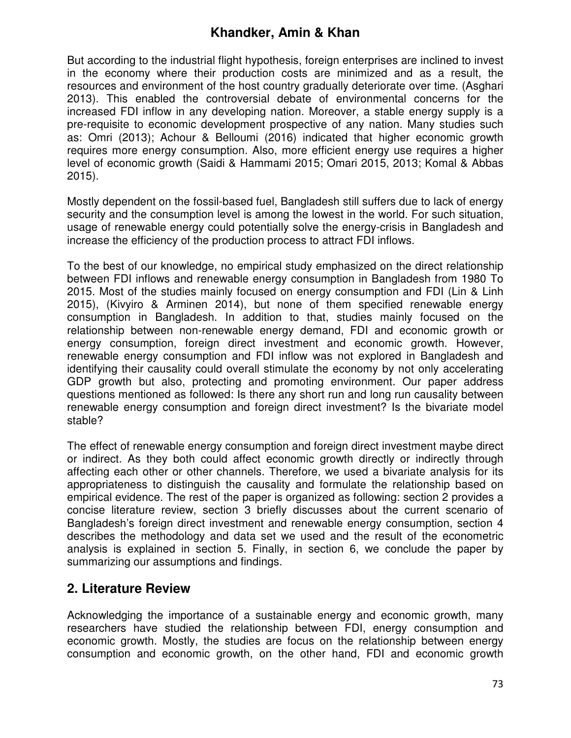But according to the industrial flight hypothesis, foreign enterprises are inclined to invest in the economy where their production costs are minimized and as a result, the resources and environment of the host country gradually deteriorate over time. (Asghari 2013). This enabled the controversial debate of environmental concerns for the increased FDI inflow in any developing nation. Moreover, a stable energy supply is a pre-requisite to economic development prospective of any nation. Many studies such as: Omri (2013); Achour & Belloumi (2016) indicated that higher economic growth requires more energy consumption. Also, more efficient energy use requires a higher level of economic growth (Saidi & Hammami 2015; Omari 2015, 2013; Komal & Abbas 2015).

Mostly dependent on the fossil-based fuel, Bangladesh still suffers due to lack of energy security and the consumption level is among the lowest in the world. For such situation, usage of renewable energy could potentially solve the energy-crisis in Bangladesh and increase the efficiency of the production process to attract FDI inflows.

To the best of our knowledge, no empirical study emphasized on the direct relationship between FDI inflows and renewable energy consumption in Bangladesh from 1980 To 2015. Most of the studies mainly focused on energy consumption and FDI (Lin & Linh 2015), (Kivyiro & Arminen 2014), but none of them specified renewable energy consumption in Bangladesh. In addition to that, studies mainly focused on the relationship between non-renewable energy demand, FDI and economic growth or energy consumption, foreign direct investment and economic growth. However, renewable energy consumption and FDI inflow was not explored in Bangladesh and identifying their causality could overall stimulate the economy by not only accelerating GDP growth but also, protecting and promoting environment. Our paper address questions mentioned as followed: Is there any short run and long run causality between renewable energy consumption and foreign direct investment? Is the bivariate model stable?

The effect of renewable energy consumption and foreign direct investment maybe direct or indirect. As they both could affect economic growth directly or indirectly through affecting each other or other channels. Therefore, we used a bivariate analysis for its appropriateness to distinguish the causality and formulate the relationship based on empirical evidence. The rest of the paper is organized as following: section 2 provides a concise literature review, section 3 briefly discusses about the current scenario of Bangladesh's foreign direct investment and renewable energy consumption, section 4 describes the methodology and data set we used and the result of the econometric analysis is explained in section 5. Finally, in section 6, we conclude the paper by summarizing our assumptions and findings.

## 2. Literature Review

Acknowledging the importance of a sustainable energy and economic growth, many researchers have studied the relationship between FDI, energy consumption and economic growth. Mostly, the studies are focus on the relationship between energy consumption and economic growth, on the other hand, FDI and economic growth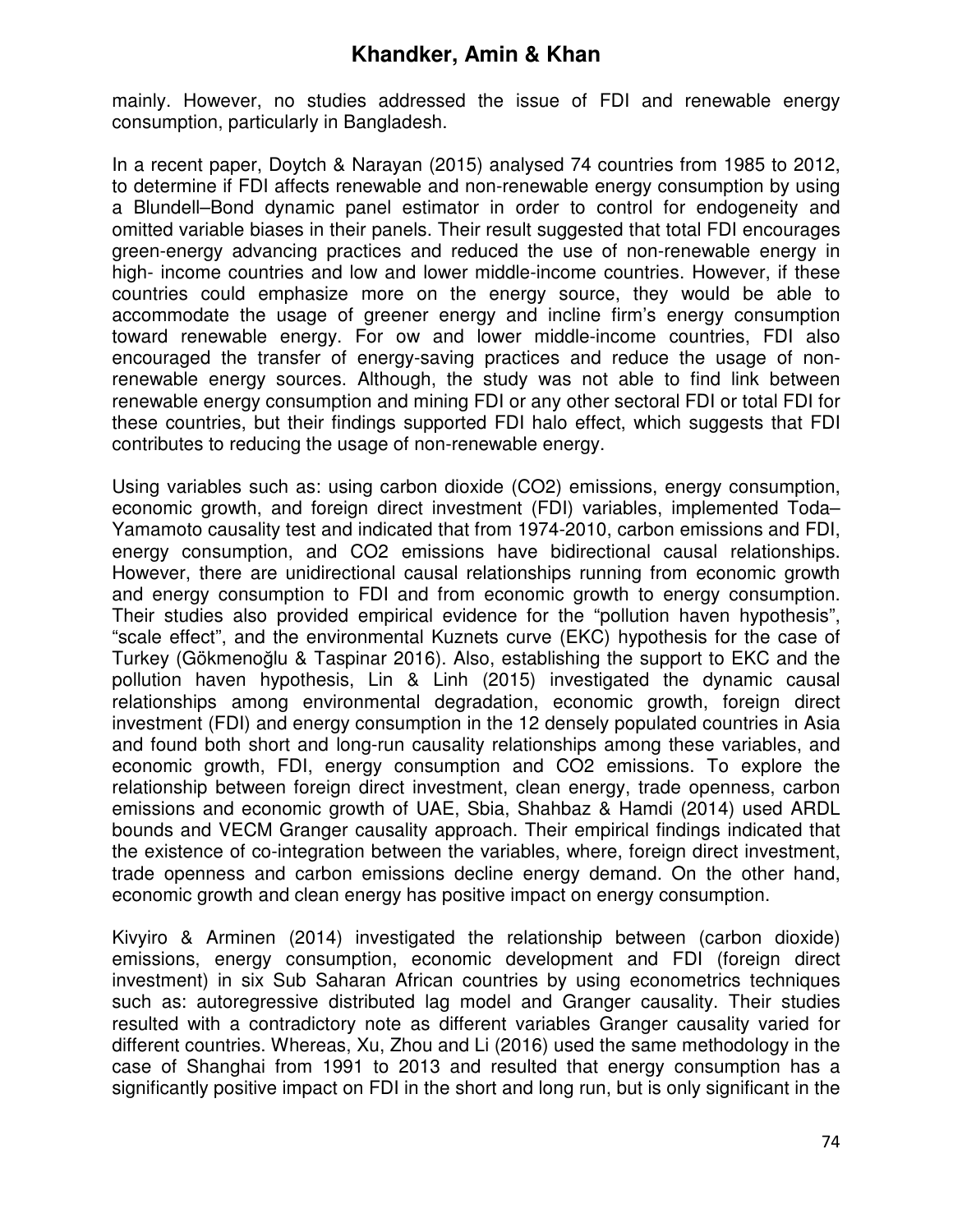mainly. However, no studies addressed the issue of FDI and renewable energy consumption, particularly in Bangladesh.

In a recent paper, Doytch & Narayan (2015) analysed 74 countries from 1985 to 2012, to determine if FDI affects renewable and non-renewable energy consumption by using a Blundell–Bond dynamic panel estimator in order to control for endogeneity and omitted variable biases in their panels. Their result suggested that total FDI encourages green-energy advancing practices and reduced the use of non-renewable energy in high- income countries and low and lower middle-income countries. However, if these countries could emphasize more on the energy source, they would be able to accommodate the usage of greener energy and incline firm's energy consumption toward renewable energy. For ow and lower middle-income countries, FDI also encouraged the transfer of energy-saving practices and reduce the usage of non-renewable energy sources. Although, the study was not able to find link between renewable energy consumption and mining FDI or any other sectoral FDI or total FDI for these countries, but their findings supported FDI halo effect, which suggests that FDI contributes to reducing the usage of non-renewable energy.

Using variables such as: using carbon dioxide ($CO_2$) emissions, energy consumption, economic growth, and foreign direct investment (FDI) variables, implemented Toda–Yamamoto causality test and indicated that from 1974-2010, carbon emissions and FDI, energy consumption, and $CO_2$ emissions have bidirectional causal relationships. However, there are unidirectional causal relationships running from economic growth and energy consumption to FDI and from economic growth to energy consumption. Their studies also provided empirical evidence for the "pollution haven hypothesis", "scale effect", and the environmental Kuznets curve (EKC) hypothesis for the case of Turkey (Gökmenoğlu & Taspinar 2016). Also, establishing the support to EKC and the pollution haven hypothesis, Lin & Linh (2015) investigated the dynamic causal relationships among environmental degradation, economic growth, foreign direct investment (FDI) and energy consumption in the 12 densely populated countries in Asia and found both short and long-run causality relationships among these variables, and economic growth, FDI, energy consumption and $CO_2$ emissions. To explore the relationship between foreign direct investment, clean energy, trade openness, carbon emissions and economic growth of UAE, Sbia, Shahbaz & Hamdi (2014) used ARDL bounds and VECM Granger causality approach. Their empirical findings indicated that the existence of co-integration between the variables, where, foreign direct investment, trade openness and carbon emissions decline energy demand. On the other hand, economic growth and clean energy has positive impact on energy consumption.

Kivyiro & Arminen (2014) investigated the relationship between (carbon dioxide) emissions, energy consumption, economic development and FDI (foreign direct investment) in six Sub Saharan African countries by using econometrics techniques such as: autoregressive distributed lag model and Granger causality. Their studies resulted with a contradictory note as different variables Granger causality varied for different countries. Whereas, Xu, Zhou and Li (2016) used the same methodology in the case of Shanghai from 1991 to 2013 and resulted that energy consumption has a significantly positive impact on FDI in the short and long run, but is only significant in the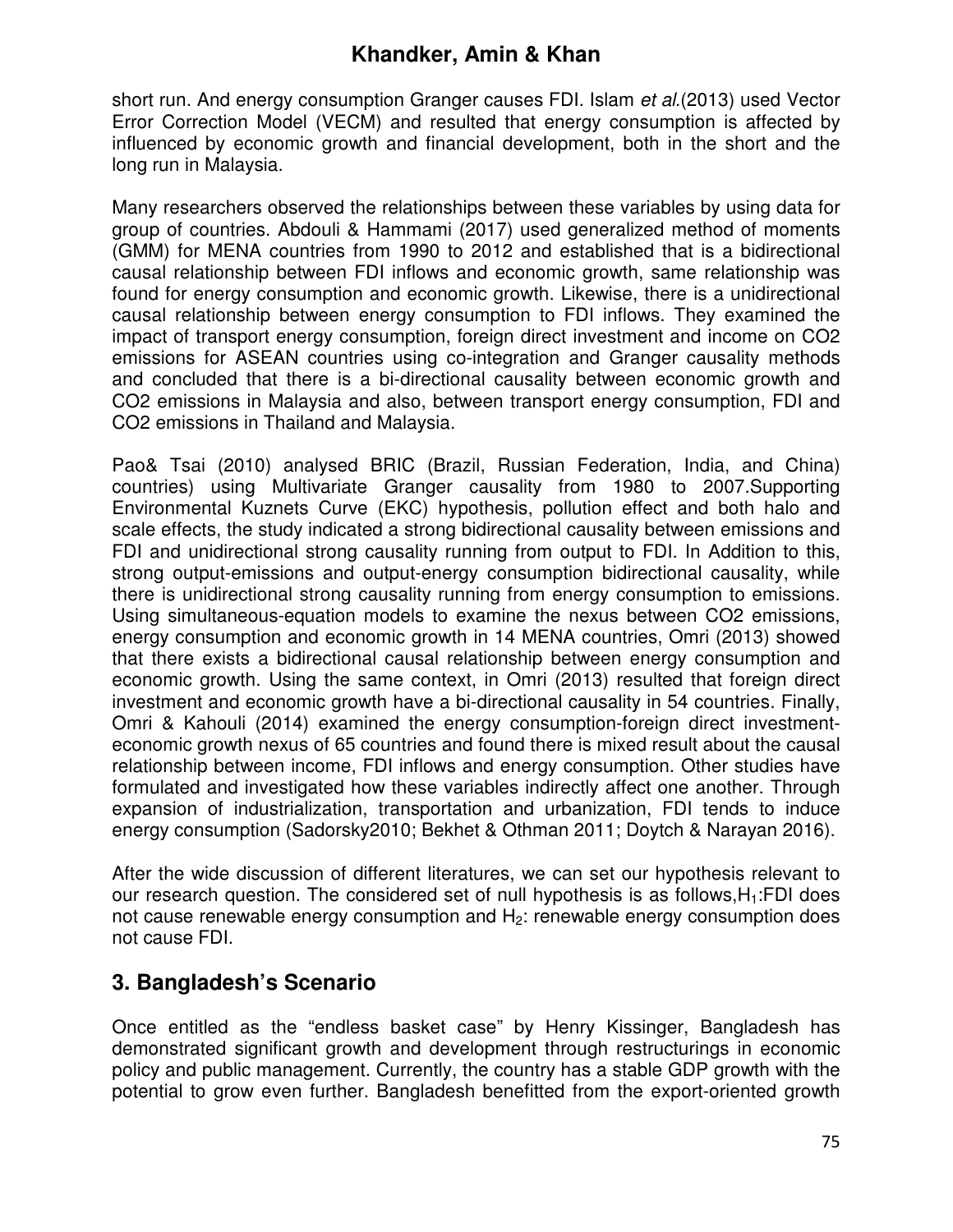short run. And energy consumption Granger causes FDI. Islam *et al*.(2013) used Vector Error Correction Model (VECM) and resulted that energy consumption is affected by influenced by economic growth and financial development, both in the short and the long run in Malaysia.

Many researchers observed the relationships between these variables by using data for group of countries. Abdouli & Hammami (2017) used generalized method of moments (GMM) for MENA countries from 1990 to 2012 and established that is a bidirectional causal relationship between FDI inflows and economic growth, same relationship was found for energy consumption and economic growth. Likewise, there is a unidirectional causal relationship between energy consumption to FDI inflows. They examined the impact of transport energy consumption, foreign direct investment and income on $CO_2$ emissions for ASEAN countries using co-integration and Granger causality methods and concluded that there is a bi-directional causality between economic growth and $CO_2$ emissions in Malaysia and also, between transport energy consumption, FDI and $CO_2$ emissions in Thailand and Malaysia.

Pao& Tsai (2010) analysed BRIC (Brazil, Russian Federation, India, and China) countries) using Multivariate Granger causality from 1980 to 2007.Supporting Environmental Kuznets Curve (EKC) hypothesis, pollution effect and both halo and scale effects, the study indicated a strong bidirectional causality between emissions and FDI and unidirectional strong causality running from output to FDI. In Addition to this, strong output-emissions and output-energy consumption bidirectional causality, while there is unidirectional strong causality running from energy consumption to emissions. Using simultaneous-equation models to examine the nexus between $CO_2$ emissions, energy consumption and economic growth in 14 MENA countries, Omri (2013) showed that there exists a bidirectional causal relationship between energy consumption and economic growth. Using the same context, in Omri (2013) resulted that foreign direct investment and economic growth have a bi-directional causality in 54 countries. Finally, Omri & Kahouli (2014) examined the energy consumption-foreign direct investment-economic growth nexus of 65 countries and found there is mixed result about the causal relationship between income, FDI inflows and energy consumption. Other studies have formulated and investigated how these variables indirectly affect one another. Through expansion of industrialization, transportation and urbanization, FDI tends to induce energy consumption (Sadorsky2010; Bekhet & Othman 2011; Doytch & Narayan 2016).

After the wide discussion of different literatures, we can set our hypothesis relevant to our research question. The considered set of null hypothesis is as follows,$H_1$:FDI does not cause renewable energy consumption and $H_2$: renewable energy consumption does not cause FDI.

## 3. Bangladesh's Scenario

Once entitled as the "endless basket case" by Henry Kissinger, Bangladesh has demonstrated significant growth and development through restructurings in economic policy and public management. Currently, the country has a stable GDP growth with the potential to grow even further. Bangladesh benefitted from the export-oriented growth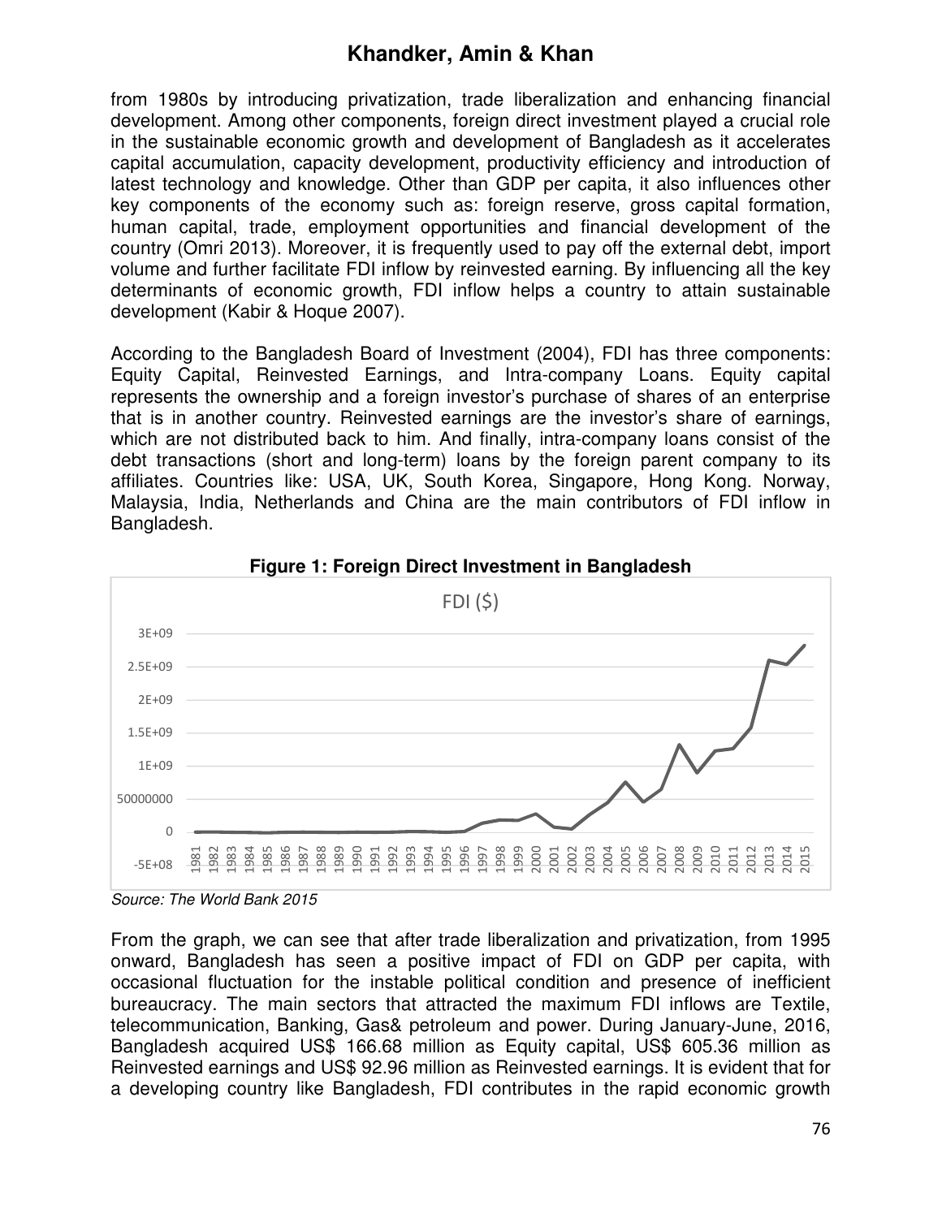from 1980s by introducing privatization, trade liberalization and enhancing financial development. Among other components, foreign direct investment played a crucial role in the sustainable economic growth and development of Bangladesh as it accelerates capital accumulation, capacity development, productivity efficiency and introduction of latest technology and knowledge. Other than GDP per capita, it also influences other key components of the economy such as: foreign reserve, gross capital formation, human capital, trade, employment opportunities and financial development of the country (Omri 2013). Moreover, it is frequently used to pay off the external debt, import volume and further facilitate FDI inflow by reinvested earning. By influencing all the key determinants of economic growth, FDI inflow helps a country to attain sustainable development (Kabir & Hoque 2007).

According to the Bangladesh Board of Investment (2004), FDI has three components: Equity Capital, Reinvested Earnings, and Intra-company Loans. Equity capital represents the ownership and a foreign investor's purchase of shares of an enterprise that is in another country. Reinvested earnings are the investor's share of earnings, which are not distributed back to him. And finally, intra-company loans consist of the debt transactions (short and long-term) loans by the foreign parent company to its affiliates. Countries like: USA, UK, South Korea, Singapore, Hong Kong. Norway, Malaysia, India, Netherlands and China are the main contributors of FDI inflow in Bangladesh.

**Figure 1: Foreign Direct Investment in Bangladesh**

*Source: The World Bank 2015*

From the graph, we can see that after trade liberalization and privatization, from 1995 onward, Bangladesh has seen a positive impact of FDI on GDP per capita, with occasional fluctuation for the instable political condition and presence of inefficient bureaucracy. The main sectors that attracted the maximum FDI inflows are Textile, telecommunication, Banking, Gas& petroleum and power. During January-June, 2016, Bangladesh acquired US$ 166.68 million as Equity capital, US$ 605.36 million as Reinvested earnings and US$ 92.96 million as Reinvested earnings. It is evident that for a developing country like Bangladesh, FDI contributes in the rapid economic growth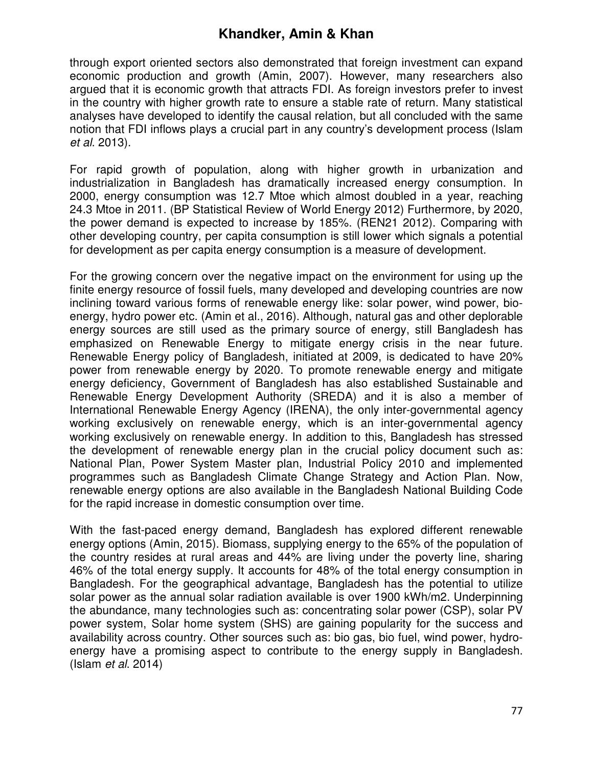through export oriented sectors also demonstrated that foreign investment can expand economic production and growth (Amin, 2007). However, many researchers also argued that it is economic growth that attracts FDI. As foreign investors prefer to invest in the country with higher growth rate to ensure a stable rate of return. Many statistical analyses have developed to identify the causal relation, but all concluded with the same notion that FDI inflows plays a crucial part in any country's development process (Islam *et al*. 2013).

For rapid growth of population, along with higher growth in urbanization and industrialization in Bangladesh has dramatically increased energy consumption. In 2000, energy consumption was 12.7 Mtoe which almost doubled in a year, reaching 24.3 Mtoe in 2011. (BP Statistical Review of World Energy 2012) Furthermore, by 2020, the power demand is expected to increase by 185%. (REN21 2012). Comparing with other developing country, per capita consumption is still lower which signals a potential for development as per capita energy consumption is a measure of development.

For the growing concern over the negative impact on the environment for using up the finite energy resource of fossil fuels, many developed and developing countries are now inclining toward various forms of renewable energy like: solar power, wind power, bio-energy, hydro power etc. (Amin et al., 2016). Although, natural gas and other deplorable energy sources are still used as the primary source of energy, still Bangladesh has emphasized on Renewable Energy to mitigate energy crisis in the near future. Renewable Energy policy of Bangladesh, initiated at 2009, is dedicated to have 20% power from renewable energy by 2020. To promote renewable energy and mitigate energy deficiency, Government of Bangladesh has also established Sustainable and Renewable Energy Development Authority (SREDA) and it is also a member of International Renewable Energy Agency (IRENA), the only inter-governmental agency working exclusively on renewable energy, which is an inter-governmental agency working exclusively on renewable energy. In addition to this, Bangladesh has stressed the development of renewable energy plan in the crucial policy document such as: National Plan, Power System Master plan, Industrial Policy 2010 and implemented programmes such as Bangladesh Climate Change Strategy and Action Plan. Now, renewable energy options are also available in the Bangladesh National Building Code for the rapid increase in domestic consumption over time.

With the fast-paced energy demand, Bangladesh has explored different renewable energy options (Amin, 2015). Biomass, supplying energy to the 65% of the population of the country resides at rural areas and 44% are living under the poverty line, sharing 46% of the total energy supply. It accounts for 48% of the total energy consumption in Bangladesh. For the geographical advantage, Bangladesh has the potential to utilize solar power as the annual solar radiation available is over 1900 kWh/m2. Underpinning the abundance, many technologies such as: concentrating solar power (CSP), solar PV power system, Solar home system (SHS) are gaining popularity for the success and availability across country. Other sources such as: bio gas, bio fuel, wind power, hydro-energy have a promising aspect to contribute to the energy supply in Bangladesh. (Islam *et al*. 2014)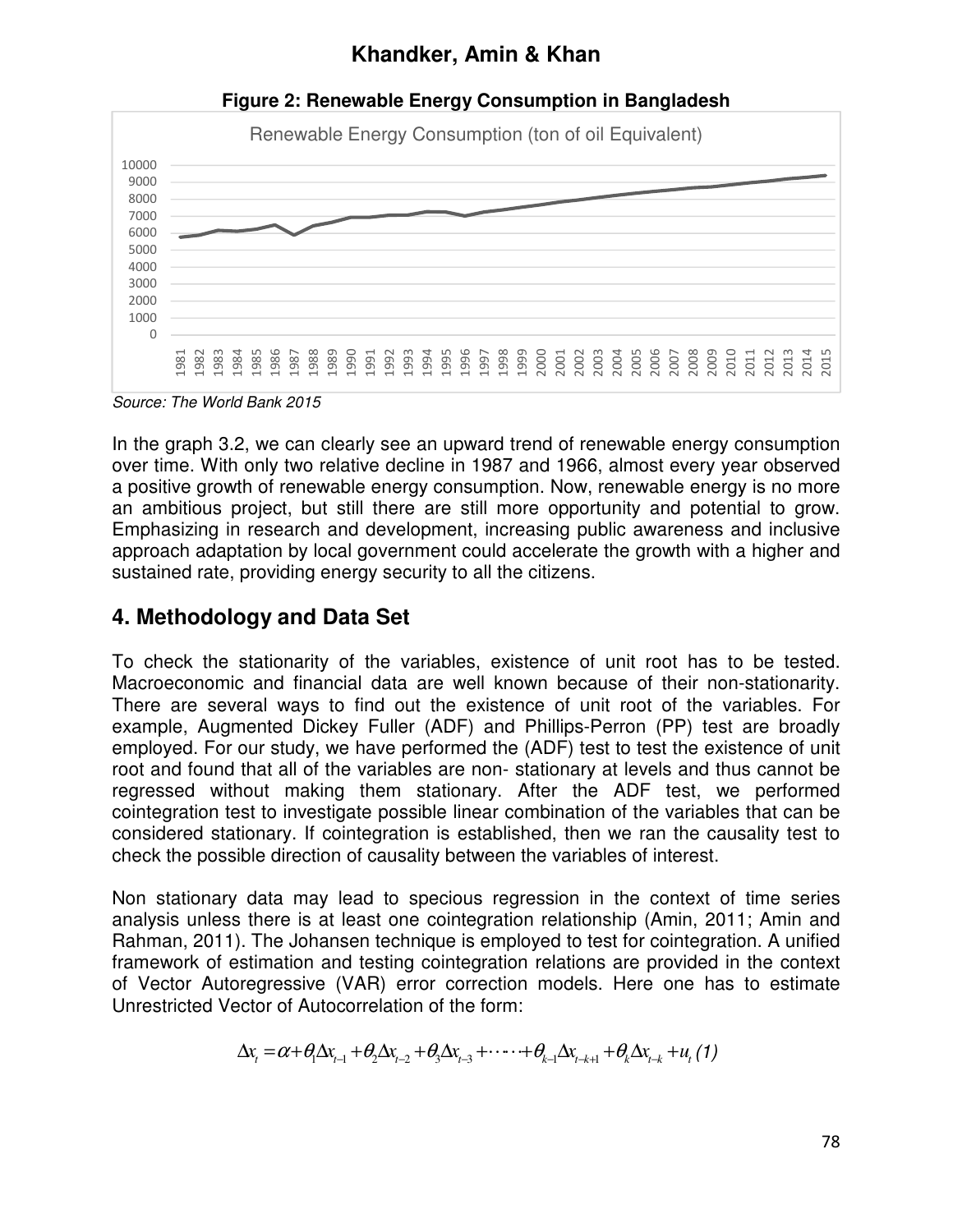**Figure 2: Renewable Energy Consumption in Bangladesh**

Source: The World Bank 2015

In the graph 3.2, we can clearly see an upward trend of renewable energy consumption over time. With only two relative decline in 1987 and 1966, almost every year observed a positive growth of renewable energy consumption. Now, renewable energy is no more an ambitious project, but still there are still more opportunity and potential to grow. Emphasizing in research and development, increasing public awareness and inclusive approach adaptation by local government could accelerate the growth with a higher and sustained rate, providing energy security to all the citizens.

## 4. Methodology and Data Set

To check the stationarity of the variables, existence of unit root has to be tested. Macroeconomic and financial data are well known because of their non-stationarity. There are several ways to find out the existence of unit root of the variables. For example, Augmented Dickey Fuller (ADF) and Phillips-Perron (PP) test are broadly employed. For our study, we have performed the (ADF) test to test the existence of unit root and found that all of the variables are non- stationary at levels and thus cannot be regressed without making them stationary. After the ADF test, we performed cointegration test to investigate possible linear combination of the variables that can be considered stationary. If cointegration is established, then we ran the causality test to check the possible direction of causality between the variables of interest.

Non stationary data may lead to specious regression in the context of time series analysis unless there is at least one cointegration relationship (Amin, 2011; Amin and Rahman, 2011). The Johansen technique is employed to test for cointegration. A unified framework of estimation and testing cointegration relations are provided in the context of Vector Autoregressive (VAR) error correction models. Here one has to estimate Unrestricted Vector of Autocorrelation of the form:

$$\Delta x_t = \alpha + \theta_1 \Delta x_{t-1} + \theta_2 \Delta x_{t-2} + \theta_3 \Delta x_{t-3} + \cdots + \theta_{k-1} \Delta x_{t-k+1} + \theta_k \Delta x_{t-k} + u_t \quad (1)$$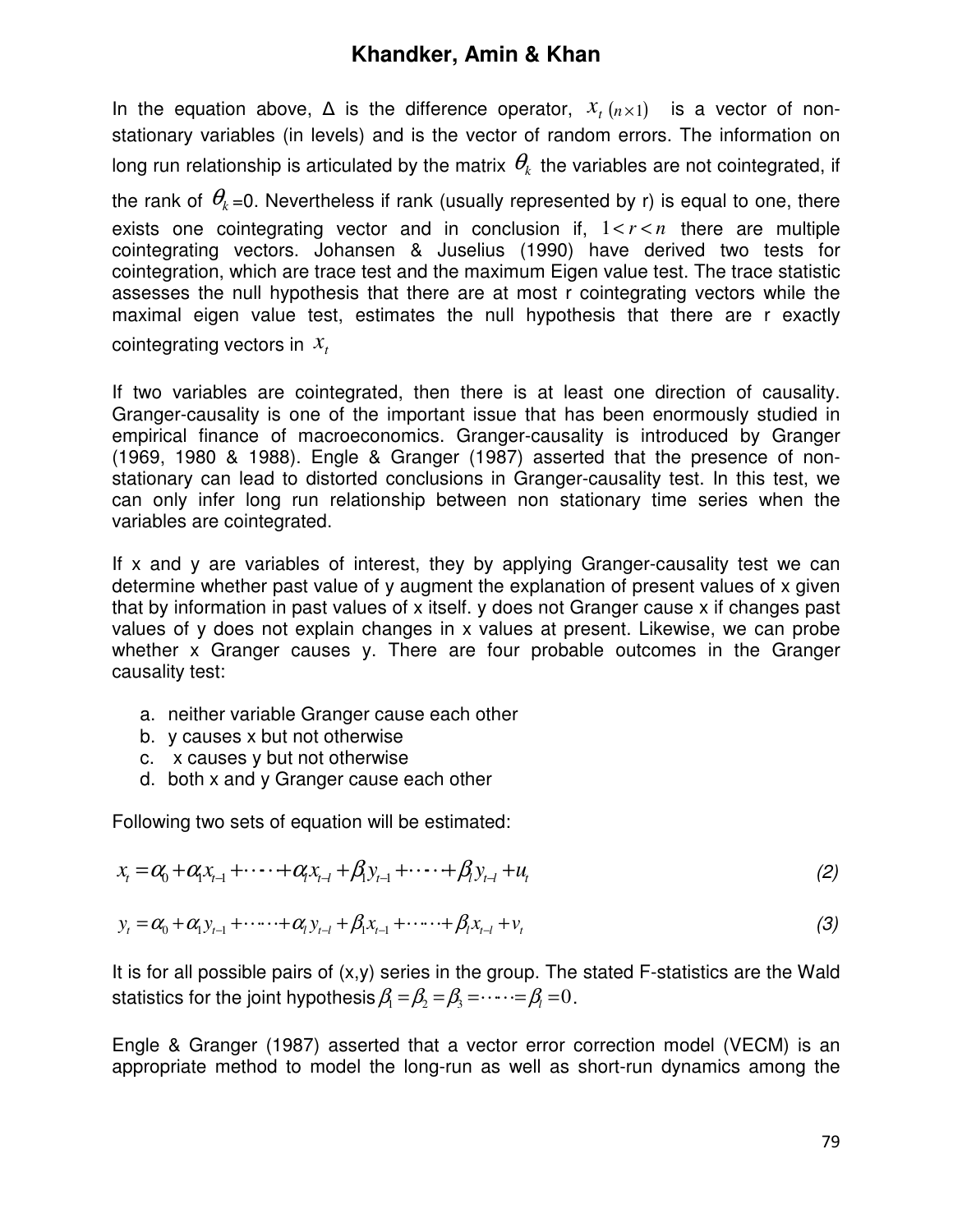In the equation above, Δ is the difference operator, $x_t\ (n \times 1)$ is a vector of non-stationary variables (in levels) and is the vector of random errors. The information on long run relationship is articulated by the matrix $\theta_k$ the variables are not cointegrated, if the rank of $\theta_k$ =0. Nevertheless if rank (usually represented by r) is equal to one, there exists one cointegrating vector and in conclusion if, $1 < r < n$ there are multiple cointegrating vectors. Johansen & Juselius (1990) have derived two tests for cointegration, which are trace test and the maximum Eigen value test. The trace statistic assesses the null hypothesis that there are at most r cointegrating vectors while the maximal eigen value test, estimates the null hypothesis that there are r exactly cointegrating vectors in $x_t$

If two variables are cointegrated, then there is at least one direction of causality. Granger-causality is one of the important issue that has been enormously studied in empirical finance of macroeconomics. Granger-causality is introduced by Granger (1969, 1980 & 1988). Engle & Granger (1987) asserted that the presence of non-stationary can lead to distorted conclusions in Granger-causality test. In this test, we can only infer long run relationship between non stationary time series when the variables are cointegrated.

If x and y are variables of interest, they by applying Granger-causality test we can determine whether past value of y augment the explanation of present values of x given that by information in past values of x itself. y does not Granger cause x if changes past values of y does not explain changes in x values at present. Likewise, we can probe whether x Granger causes y. There are four probable outcomes in the Granger causality test:

a. neither variable Granger cause each other
b. y causes x but not otherwise
c. x causes y but not otherwise
d. both x and y Granger cause each other

Following two sets of equation will be estimated:

$$x_t = \alpha_0 + \alpha_1 x_{t-1} + \cdots + \alpha_l x_{t-l} + \beta_1 y_{t-1} + \cdots + \beta_l y_{t-l} + u_t \tag{2}$$

$$y_t = \alpha_0 + \alpha_1 y_{t-1} + \cdots + \alpha_l y_{t-l} + \beta_1 x_{t-1} + \cdots + \beta_l x_{t-l} + v_t \tag{3}$$

It is for all possible pairs of (x,y) series in the group. The stated F-statistics are the Wald statistics for the joint hypothesis $\beta_1 = \beta_2 = \beta_3 = \cdots = \beta_l = 0$.

Engle & Granger (1987) asserted that a vector error correction model (VECM) is an appropriate method to model the long-run as well as short-run dynamics among the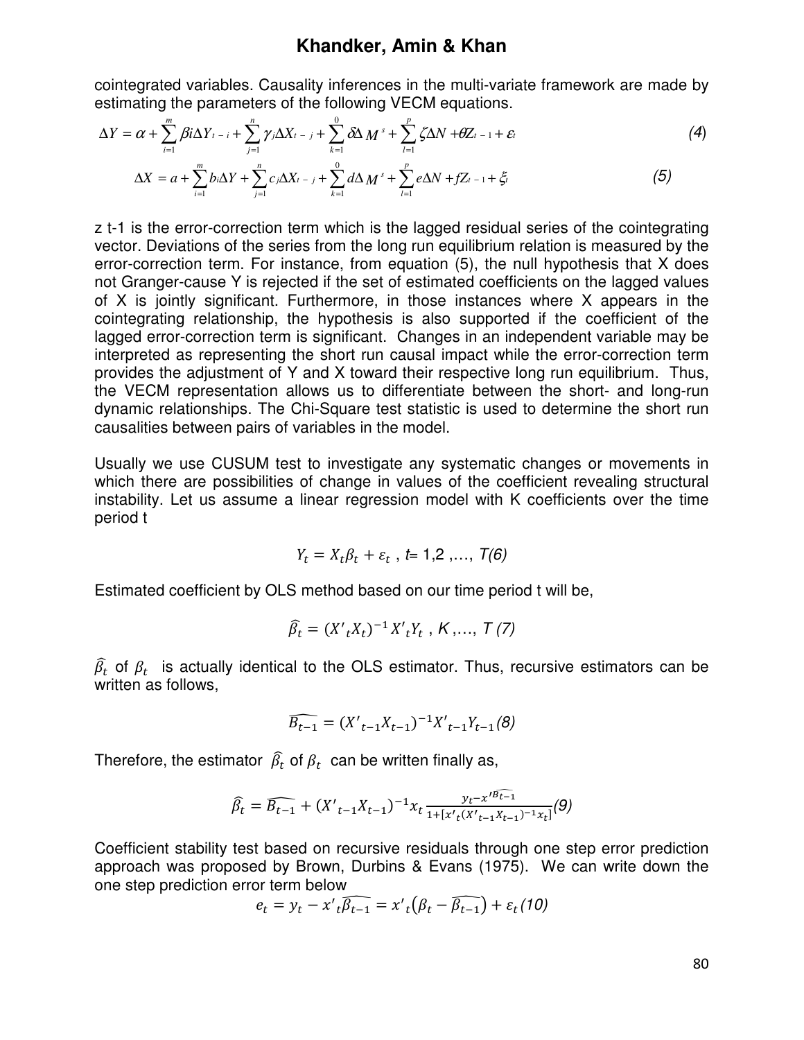cointegrated variables. Causality inferences in the multi-variate framework are made by estimating the parameters of the following VECM equations.

$$\Delta Y = \alpha + \sum_{i=1}^{m} \beta i \Delta Y_{t-i} + \sum_{j=1}^{n} \gamma_j \Delta X_{t-j} + \sum_{k=1}^{0} \delta \Delta M^{s} + \sum_{l=1}^{p} \zeta \Delta N + \theta Z_{t-1} + \varepsilon_t \tag{4}$$

$$\Delta X = a + \sum_{i=1}^{m} b_i \Delta Y + \sum_{j=1}^{n} c_j \Delta X_{t-j} + \sum_{k=1}^{0} d \Delta M^{s} + \sum_{l=1}^{p} e \Delta N + f Z_{t-1} + \xi_t \tag{5}$$

z t-1 is the error-correction term which is the lagged residual series of the cointegrating vector. Deviations of the series from the long run equilibrium relation is measured by the error-correction term. For instance, from equation (5), the null hypothesis that X does not Granger-cause Y is rejected if the set of estimated coefficients on the lagged values of X is jointly significant. Furthermore, in those instances where X appears in the cointegrating relationship, the hypothesis is also supported if the coefficient of the lagged error-correction term is significant. Changes in an independent variable may be interpreted as representing the short run causal impact while the error-correction term provides the adjustment of Y and X toward their respective long run equilibrium. Thus, the VECM representation allows us to differentiate between the short- and long-run dynamic relationships. The Chi-Square test statistic is used to determine the short run causalities between pairs of variables in the model.

Usually we use CUSUM test to investigate any systematic changes or movements in which there are possibilities of change in values of the coefficient revealing structural instability. Let us assume a linear regression model with K coefficients over the time period t

$$Y_t = X_t \beta_t + \varepsilon_t \text{ , } t = 1,2 ,\dots, T \tag{6}$$

Estimated coefficient by OLS method based on our time period t will be,

$$\widehat{\beta_t} = (X'_t X_t)^{-1} X'_t Y_t \text{ , } K ,\dots, T \tag{7}$$

$\widehat{\beta_t}$ of $\beta_t$ is actually identical to the OLS estimator. Thus, recursive estimators can be written as follows,

$$\widehat{B_{t-1}} = (X'_{t-1} X_{t-1})^{-1} X'_{t-1} Y_{t-1} \tag{8}$$

Therefore, the estimator $\widehat{\beta_t}$ of $\beta_t$ can be written finally as,

$$\widehat{\beta_t} = \widehat{B_{t-1}} + (X'_{t-1} X_{t-1})^{-1} x_t \frac{y_t - x'^{\widehat{B_{t-1}}}}{1 + [x'_t (X'_{t-1} X_{t-1})^{-1} x_t]} \tag{9}$$

Coefficient stability test based on recursive residuals through one step error prediction approach was proposed by Brown, Durbins & Evans (1975). We can write down the one step prediction error term below

$$e_t = y_t - x'_t \widehat{\beta_{t-1}} = x'_t \left(\beta_t - \widehat{\beta_{t-1}}\right) + \varepsilon_t \tag{10}$$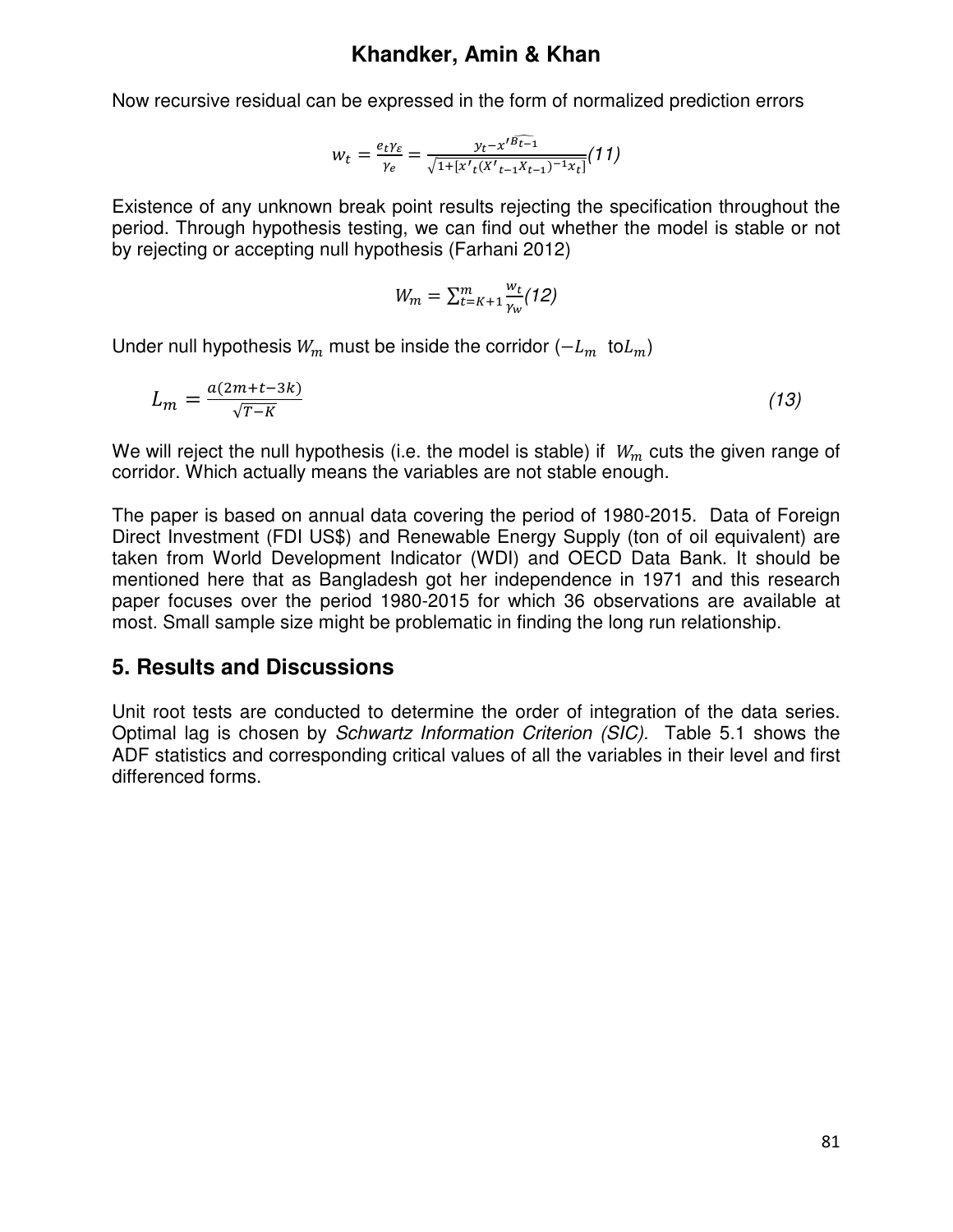Now recursive residual can be expressed in the form of normalized prediction errors

$$w_t = \frac{e_t \gamma_\varepsilon}{\gamma_e} = \frac{y_t - x'^{\widehat{B_{t-1}}}}{\sqrt{1+[x'_t(X'_{t-1}X_{t-1})^{-1}x_t]}} \quad (11)$$

Existence of any unknown break point results rejecting the specification throughout the period. Through hypothesis testing, we can find out whether the model is stable or not by rejecting or accepting null hypothesis (Farhani 2012)

$$W_m = \sum_{t=K+1}^{m} \frac{w_t}{\gamma_w} \quad (12)$$

Under null hypothesis $W_m$ must be inside the corridor ($-L_m$ to$L_m$)

$$L_m = \frac{a(2m+t-3k)}{\sqrt{T-K}} \quad (13)$$

We will reject the null hypothesis (i.e. the model is stable) if $W_m$ cuts the given range of corridor. Which actually means the variables are not stable enough.

The paper is based on annual data covering the period of 1980-2015. Data of Foreign Direct Investment (FDI US$) and Renewable Energy Supply (ton of oil equivalent) are taken from World Development Indicator (WDI) and OECD Data Bank. It should be mentioned here that as Bangladesh got her independence in 1971 and this research paper focuses over the period 1980-2015 for which 36 observations are available at most. Small sample size might be problematic in finding the long run relationship.

## 5. Results and Discussions

Unit root tests are conducted to determine the order of integration of the data series. Optimal lag is chosen by *Schwartz Information Criterion (SIC).* Table 5.1 shows the ADF statistics and corresponding critical values of all the variables in their level and first differenced forms.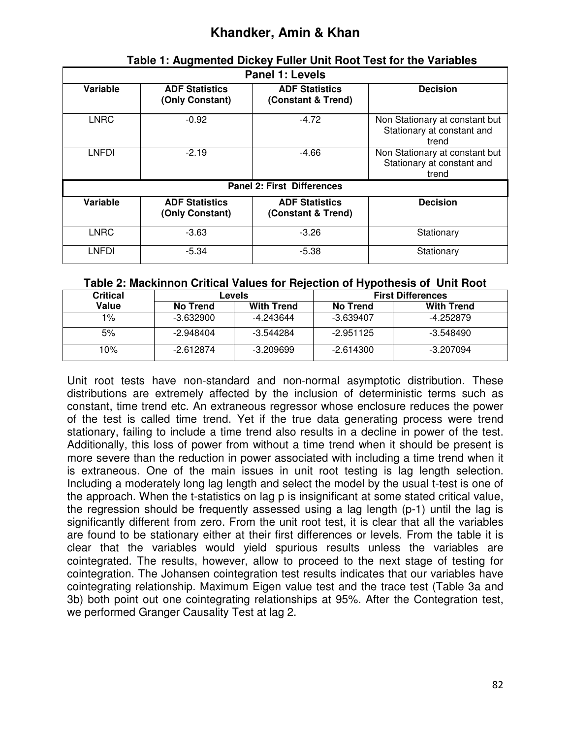**Table 1: Augmented Dickey Fuller Unit Root Test for the Variables**

| Panel 1: Levels | | | |
|---|---|---|---|
| **Variable** | **ADF Statistics (Only Constant)** | **ADF Statistics (Constant & Trend)** | **Decision** |
| LNRC | -0.92 | -4.72 | Non Stationary at constant but Stationary at constant and trend |
| LNFDI | -2.19 | -4.66 | Non Stationary at constant but Stationary at constant and trend |
| **Panel 2: First Differences** | | | |
| **Variable** | **ADF Statistics (Only Constant)** | **ADF Statistics (Constant & Trend)** | **Decision** |
| LNRC | -3.63 | -3.26 | Stationary |
| LNFDI | -5.34 | -5.38 | Stationary |

**Table 2: Mackinnon Critical Values for Rejection of Hypothesis of Unit Root**

| Critical Value | Levels | | First Differences | |
|---|---|---|---|---|
| | **No Trend** | **With Trend** | **No Trend** | **With Trend** |
| 1% | -3.632900 | -4.243644 | -3.639407 | -4.252879 |
| 5% | -2.948404 | -3.544284 | -2.951125 | -3.548490 |
| 10% | -2.612874 | -3.209699 | -2.614300 | -3.207094 |

Unit root tests have non-standard and non-normal asymptotic distribution. These distributions are extremely affected by the inclusion of deterministic terms such as constant, time trend etc. An extraneous regressor whose enclosure reduces the power of the test is called time trend. Yet if the true data generating process were trend stationary, failing to include a time trend also results in a decline in power of the test. Additionally, this loss of power from without a time trend when it should be present is more severe than the reduction in power associated with including a time trend when it is extraneous. One of the main issues in unit root testing is lag length selection. Including a moderately long lag length and select the model by the usual t-test is one of the approach. When the t-statistics on lag p is insignificant at some stated critical value, the regression should be frequently assessed using a lag length (p-1) until the lag is significantly different from zero. From the unit root test, it is clear that all the variables are found to be stationary either at their first differences or levels. From the table it is clear that the variables would yield spurious results unless the variables are cointegrated. The results, however, allow to proceed to the next stage of testing for cointegration. The Johansen cointegration test results indicates that our variables have cointegrating relationship. Maximum Eigen value test and the trace test (Table 3a and 3b) both point out one cointegrating relationships at 95%. After the Contegration test, we performed Granger Causality Test at lag 2.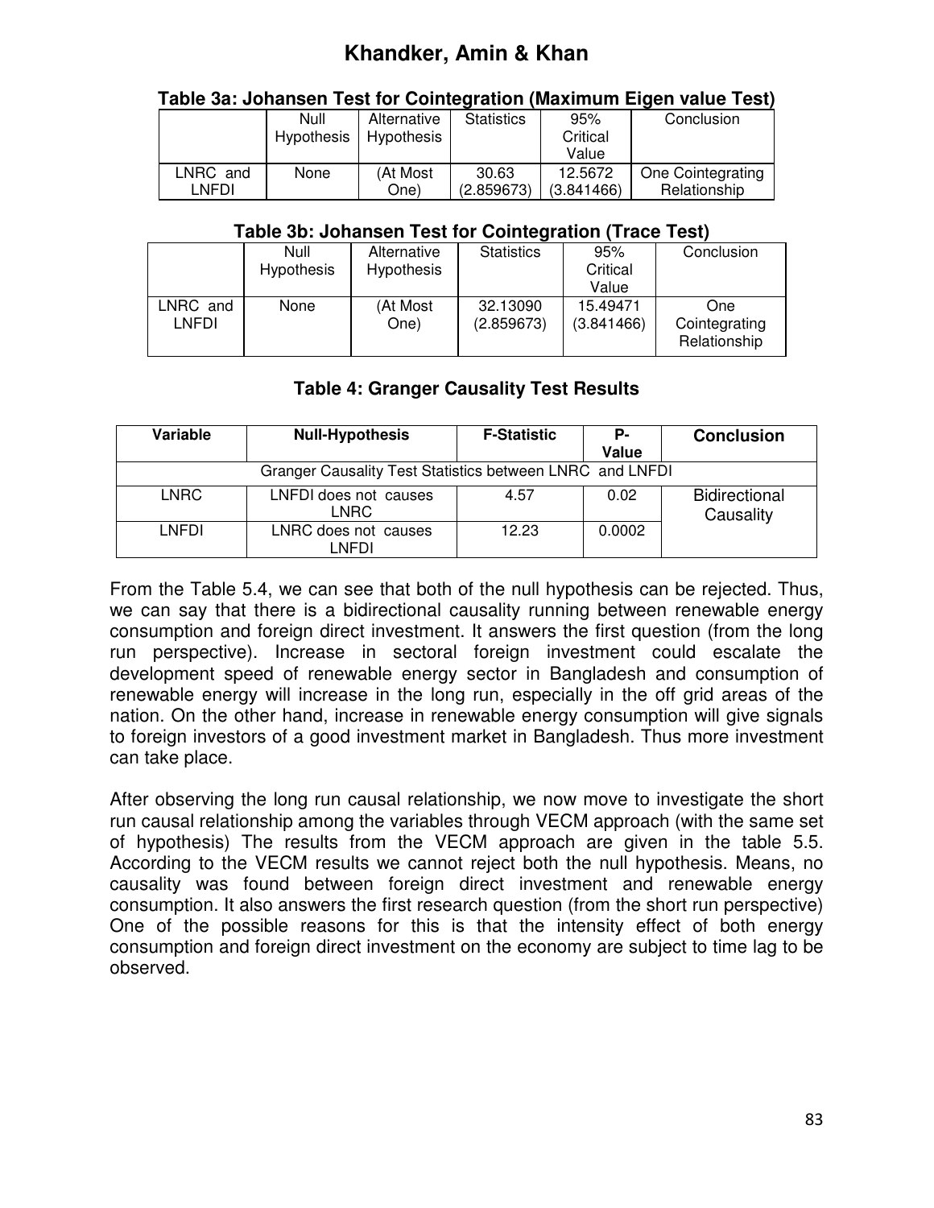**Table 3a: Johansen Test for Cointegration (Maximum Eigen value Test)**

| | Null Hypothesis | Alternative Hypothesis | Statistics | 95% Critical Value | Conclusion |
|---|---|---|---|---|---|
| LNRC and LNFDI | None | (At Most One) | 30.63 (2.859673) | 12.5672 (3.841466) | One Cointegrating Relationship |

**Table 3b: Johansen Test for Cointegration (Trace Test)**

| | Null Hypothesis | Alternative Hypothesis | Statistics | 95% Critical Value | Conclusion |
|---|---|---|---|---|---|
| LNRC and LNFDI | None | (At Most One) | 32.13090 (2.859673) | 15.49471 (3.841466) | One Cointegrating Relationship |

**Table 4: Granger Causality Test Results**

| Variable | Null-Hypothesis | F-Statistic | P-Value | Conclusion |
|---|---|---|---|---|
| Granger Causality Test Statistics between LNRC and LNFDI | | | | |
| LNRC | LNFDI does not causes LNRC | 4.57 | 0.02 | Bidirectional Causality |
| LNFDI | LNRC does not causes LNFDI | 12.23 | 0.0002 | |

From the Table 5.4, we can see that both of the null hypothesis can be rejected. Thus, we can say that there is a bidirectional causality running between renewable energy consumption and foreign direct investment. It answers the first question (from the long run perspective). Increase in sectoral foreign investment could escalate the development speed of renewable energy sector in Bangladesh and consumption of renewable energy will increase in the long run, especially in the off grid areas of the nation. On the other hand, increase in renewable energy consumption will give signals to foreign investors of a good investment market in Bangladesh. Thus more investment can take place.

After observing the long run causal relationship, we now move to investigate the short run causal relationship among the variables through VECM approach (with the same set of hypothesis) The results from the VECM approach are given in the table 5.5. According to the VECM results we cannot reject both the null hypothesis. Means, no causality was found between foreign direct investment and renewable energy consumption. It also answers the first research question (from the short run perspective) One of the possible reasons for this is that the intensity effect of both energy consumption and foreign direct investment on the economy are subject to time lag to be observed.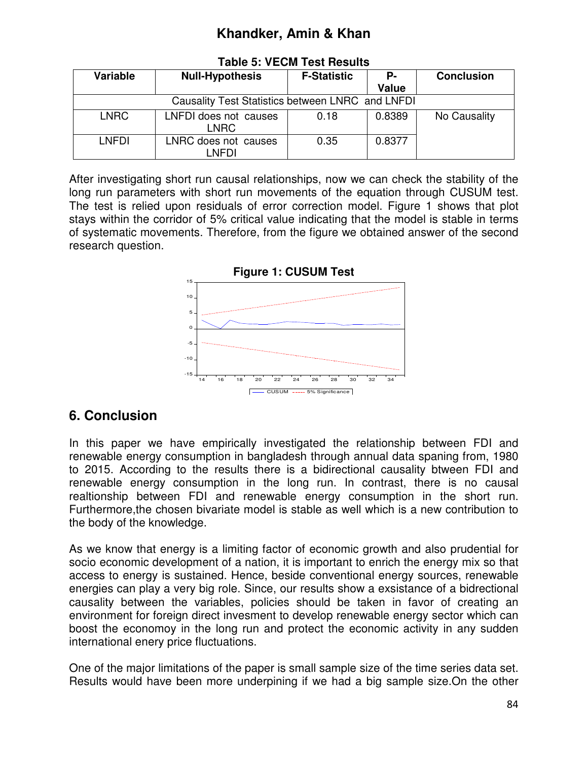**Table 5: VECM Test Results**

| Variable | Null-Hypothesis | F-Statistic | P-Value | Conclusion |
|---|---|---|---|---|
| Causality Test Statistics between LNRC and LNFDI | | | | |
| LNRC | LNFDI does not causes LNRC | 0.18 | 0.8389 | No Causality |
| LNFDI | LNRC does not causes LNFDI | 0.35 | 0.8377 | |

After investigating short run causal relationships, now we can check the stability of the long run parameters with short run movements of the equation through CUSUM test. The test is relied upon residuals of error correction model. Figure 1 shows that plot stays within the corridor of 5% critical value indicating that the model is stable in terms of systematic movements. Therefore, from the figure we obtained answer of the second research question.

**Figure 1: CUSUM Test**

## 6. Conclusion

In this paper we have empirically investigated the relationship between FDI and renewable energy consumption in bangladesh through annual data spaning from, 1980 to 2015. According to the results there is a bidirectional causality btween FDI and renewable energy consumption in the long run. In contrast, there is no causal realtionship between FDI and renewable energy consumption in the short run. Furthermore,the chosen bivariate model is stable as well which is a new contribution to the body of the knowledge.

As we know that energy is a limiting factor of economic growth and also prudential for socio economic development of a nation, it is important to enrich the energy mix so that access to energy is sustained. Hence, beside conventional energy sources, renewable energies can play a very big role. Since, our results show a exsistance of a bidrectional causality between the variables, policies should be taken in favor of creating an environment for foreign direct invesment to develop renewable energy sector which can boost the economoy in the long run and protect the economic activity in any sudden international enery price fluctuations.

One of the major limitations of the paper is small sample size of the time series data set. Results would have been more underpining if we had a big sample size.On the other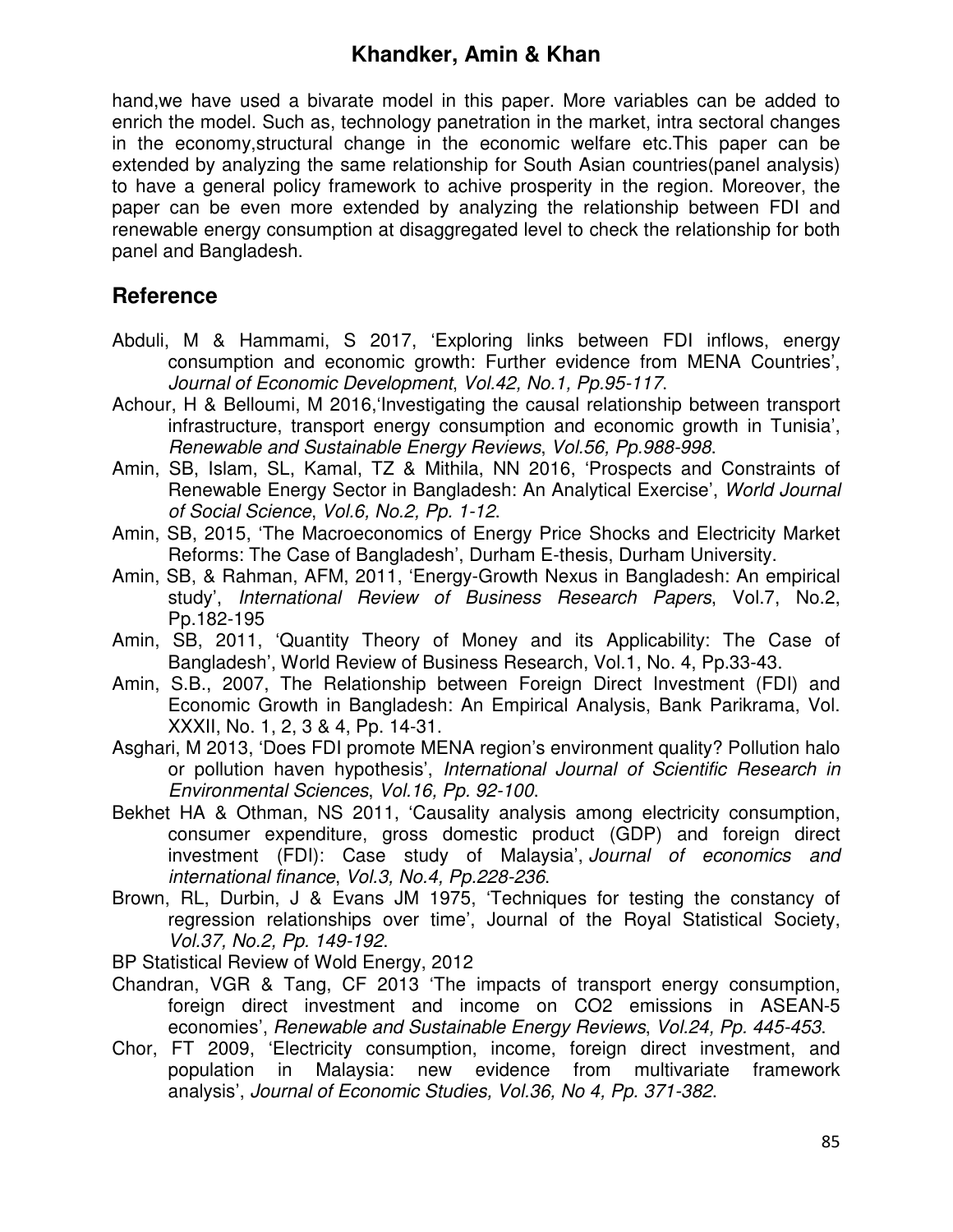hand,we have used a bivarate model in this paper. More variables can be added to enrich the model. Such as, technology panetration in the market, intra sectoral changes in the economy,structural change in the economic welfare etc.This paper can be extended by analyzing the same relationship for South Asian countries(panel analysis) to have a general policy framework to achive prosperity in the region. Moreover, the paper can be even more extended by analyzing the relationship between FDI and renewable energy consumption at disaggregated level to check the relationship for both panel and Bangladesh.

## Reference

Abduli, M & Hammami, S 2017, 'Exploring links between FDI inflows, energy consumption and economic growth: Further evidence from MENA Countries', *Journal of Economic Development*, *Vol.42, No.1, Pp.95-117*.

Achour, H & Belloumi, M 2016,'Investigating the causal relationship between transport infrastructure, transport energy consumption and economic growth in Tunisia', *Renewable and Sustainable Energy Reviews*, *Vol.56, Pp.988-998*.

Amin, SB, Islam, SL, Kamal, TZ & Mithila, NN 2016, 'Prospects and Constraints of Renewable Energy Sector in Bangladesh: An Analytical Exercise', *World Journal of Social Science*, *Vol.6, No.2, Pp. 1-12*.

Amin, SB, 2015, 'The Macroeconomics of Energy Price Shocks and Electricity Market Reforms: The Case of Bangladesh', Durham E-thesis, Durham University.

Amin, SB, & Rahman, AFM, 2011, 'Energy-Growth Nexus in Bangladesh: An empirical study', *International Review of Business Research Papers*, Vol.7, No.2, Pp.182-195

Amin, SB, 2011, 'Quantity Theory of Money and its Applicability: The Case of Bangladesh', World Review of Business Research, Vol.1, No. 4, Pp.33-43.

Amin, S.B., 2007, The Relationship between Foreign Direct Investment (FDI) and Economic Growth in Bangladesh: An Empirical Analysis, Bank Parikrama, Vol. XXXII, No. 1, 2, 3 & 4, Pp. 14-31.

Asghari, M 2013, 'Does FDI promote MENA region's environment quality? Pollution halo or pollution haven hypothesis', *International Journal of Scientific Research in Environmental Sciences*, *Vol.16, Pp. 92-100*.

Bekhet HA & Othman, NS 2011, 'Causality analysis among electricity consumption, consumer expenditure, gross domestic product (GDP) and foreign direct investment (FDI): Case study of Malaysia', *Journal of economics and international finance*, *Vol.3, No.4, Pp.228-236*.

Brown, RL, Durbin, J & Evans JM 1975, 'Techniques for testing the constancy of regression relationships over time', Journal of the Royal Statistical Society, *Vol.37, No.2, Pp. 149-192*.

BP Statistical Review of Wold Energy, 2012

Chandran, VGR & Tang, CF 2013 'The impacts of transport energy consumption, foreign direct investment and income on CO2 emissions in ASEAN-5 economies', *Renewable and Sustainable Energy Reviews*, *Vol.24, Pp. 445-453*.

Chor, FT 2009, 'Electricity consumption, income, foreign direct investment, and population in Malaysia: new evidence from multivariate framework analysis', *Journal of Economic Studies, Vol.36, No 4, Pp. 371-382*.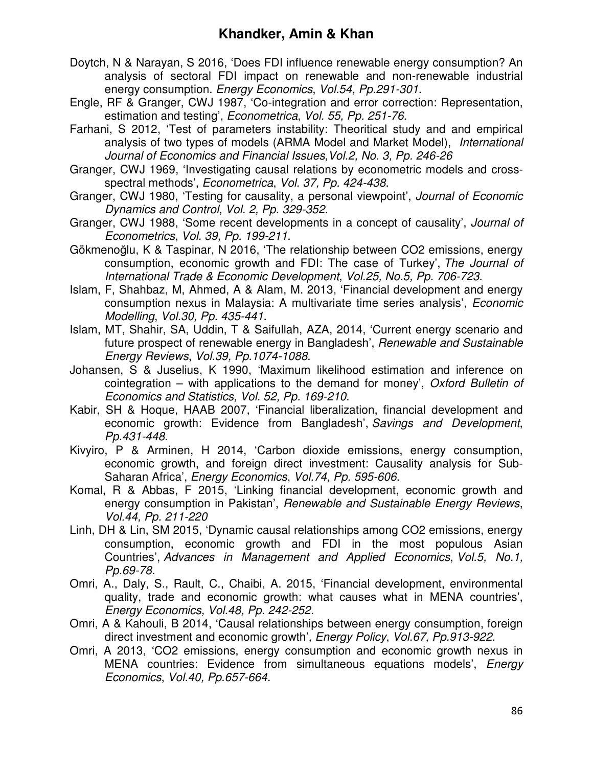Doytch, N & Narayan, S 2016, 'Does FDI influence renewable energy consumption? An analysis of sectoral FDI impact on renewable and non-renewable industrial energy consumption. *Energy Economics*, *Vol.54, Pp.291-301*.

Engle, RF & Granger, CWJ 1987, 'Co-integration and error correction: Representation, estimation and testing', *Econometrica*, *Vol. 55, Pp. 251-76*.

Farhani, S 2012, 'Test of parameters instability: Theoritical study and and empirical analysis of two types of models (ARMA Model and Market Model), *International Journal of Economics and Financial Issues,Vol.2, No. 3, Pp. 246-26*

Granger, CWJ 1969, 'Investigating causal relations by econometric models and cross-spectral methods', *Econometrica*, *Vol. 37, Pp. 424-438*.

Granger, CWJ 1980, 'Testing for causality, a personal viewpoint', *Journal of Economic Dynamics and Control*, *Vol. 2, Pp. 329-352*.

Granger, CWJ 1988, 'Some recent developments in a concept of causality', *Journal of Econometrics*, *Vol. 39, Pp. 199-211*.

Gökmenoğlu, K & Taspinar, N 2016, 'The relationship between CO2 emissions, energy consumption, economic growth and FDI: The case of Turkey', *The Journal of International Trade & Economic Development*, *Vol.25, No.5, Pp. 706-723*.

Islam, F, Shahbaz, M, Ahmed, A & Alam, M. 2013, 'Financial development and energy consumption nexus in Malaysia: A multivariate time series analysis', *Economic Modelling*, *Vol.30, Pp. 435-441*.

Islam, MT, Shahir, SA, Uddin, T & Saifullah, AZA, 2014, 'Current energy scenario and future prospect of renewable energy in Bangladesh', *Renewable and Sustainable Energy Reviews*, *Vol.39, Pp.1074-1088*.

Johansen, S & Juselius, K 1990, 'Maximum likelihood estimation and inference on cointegration – with applications to the demand for money', *Oxford Bulletin of Economics and Statistics, Vol. 52, Pp. 169-210*.

Kabir, SH & Hoque, HAAB 2007, 'Financial liberalization, financial development and economic growth: Evidence from Bangladesh', *Savings and Development*, *Pp.431-448*.

Kivyiro, P & Arminen, H 2014, 'Carbon dioxide emissions, energy consumption, economic growth, and foreign direct investment: Causality analysis for Sub-Saharan Africa', *Energy Economics*, *Vol.74, Pp. 595-606*.

Komal, R & Abbas, F 2015, 'Linking financial development, economic growth and energy consumption in Pakistan', *Renewable and Sustainable Energy Reviews*, *Vol.44, Pp. 211-220*

Linh, DH & Lin, SM 2015, 'Dynamic causal relationships among CO2 emissions, energy consumption, economic growth and FDI in the most populous Asian Countries', *Advances in Management and Applied Economics*, *Vol.5, No.1, Pp.69-78*.

Omri, A., Daly, S., Rault, C., Chaibi, A. 2015, 'Financial development, environmental quality, trade and economic growth: what causes what in MENA countries', *Energy Economics, Vol.48, Pp. 242-252.*

Omri, A & Kahouli, B 2014, 'Causal relationships between energy consumption, foreign direct investment and economic growth', *Energy Policy*, *Vol.67, Pp.913-922*.

Omri, A 2013, 'CO2 emissions, energy consumption and economic growth nexus in MENA countries: Evidence from simultaneous equations models', *Energy Economics*, *Vol.40, Pp.657-664*.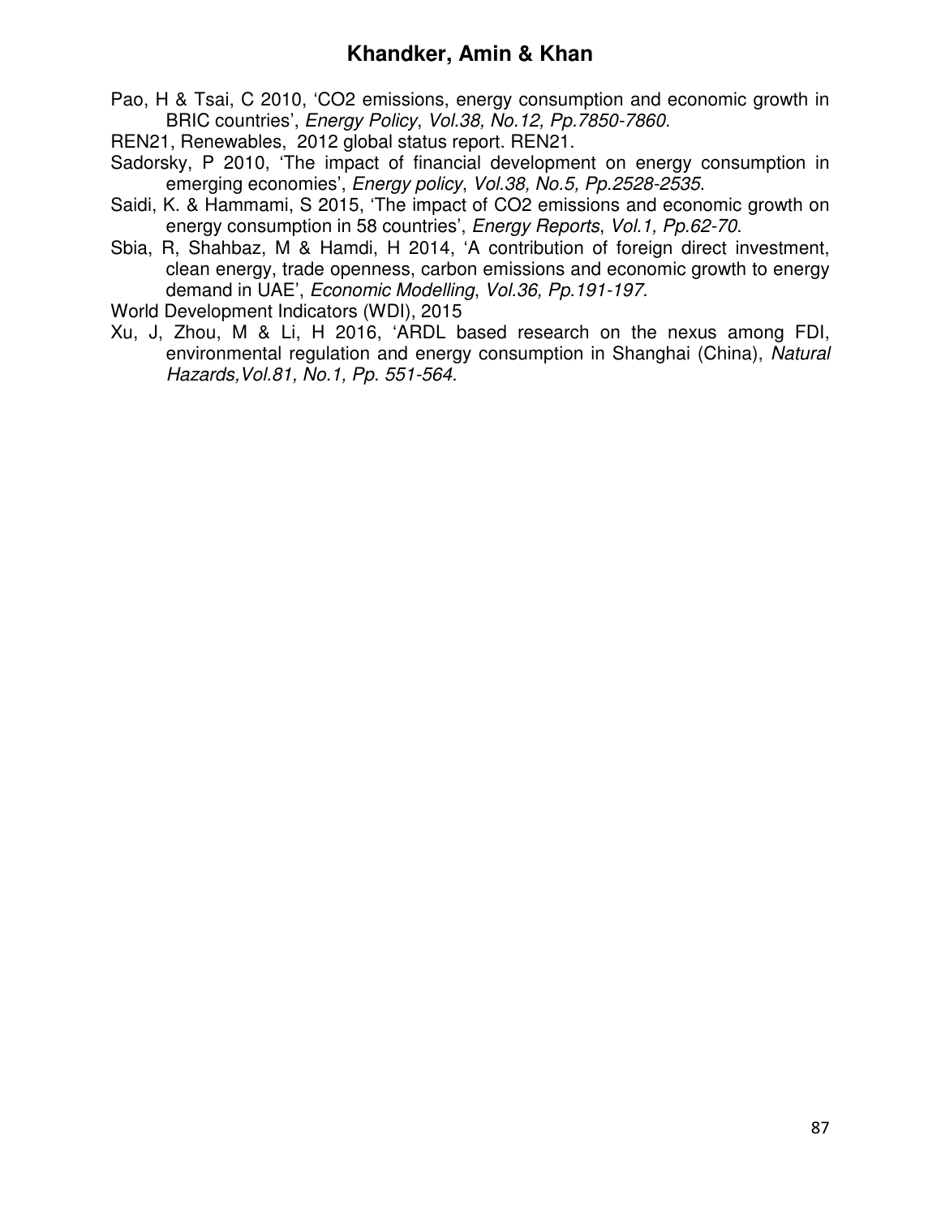Pao, H & Tsai, C 2010, 'CO2 emissions, energy consumption and economic growth in BRIC countries', *Energy Policy*, *Vol.38, No.12, Pp.7850-7860*.

REN21, Renewables, 2012 global status report. REN21.

Sadorsky, P 2010, 'The impact of financial development on energy consumption in emerging economies', *Energy policy*, *Vol.38, No.5, Pp.2528-2535*.

Saidi, K. & Hammami, S 2015, 'The impact of CO2 emissions and economic growth on energy consumption in 58 countries', *Energy Reports*, *Vol.1, Pp.62-70*.

Sbia, R, Shahbaz, M & Hamdi, H 2014, 'A contribution of foreign direct investment, clean energy, trade openness, carbon emissions and economic growth to energy demand in UAE', *Economic Modelling*, *Vol.36, Pp.191-197.*

World Development Indicators (WDI), 2015

Xu, J, Zhou, M & Li, H 2016, 'ARDL based research on the nexus among FDI, environmental regulation and energy consumption in Shanghai (China), *Natural Hazards,Vol.81, No.1, Pp. 551-564*.